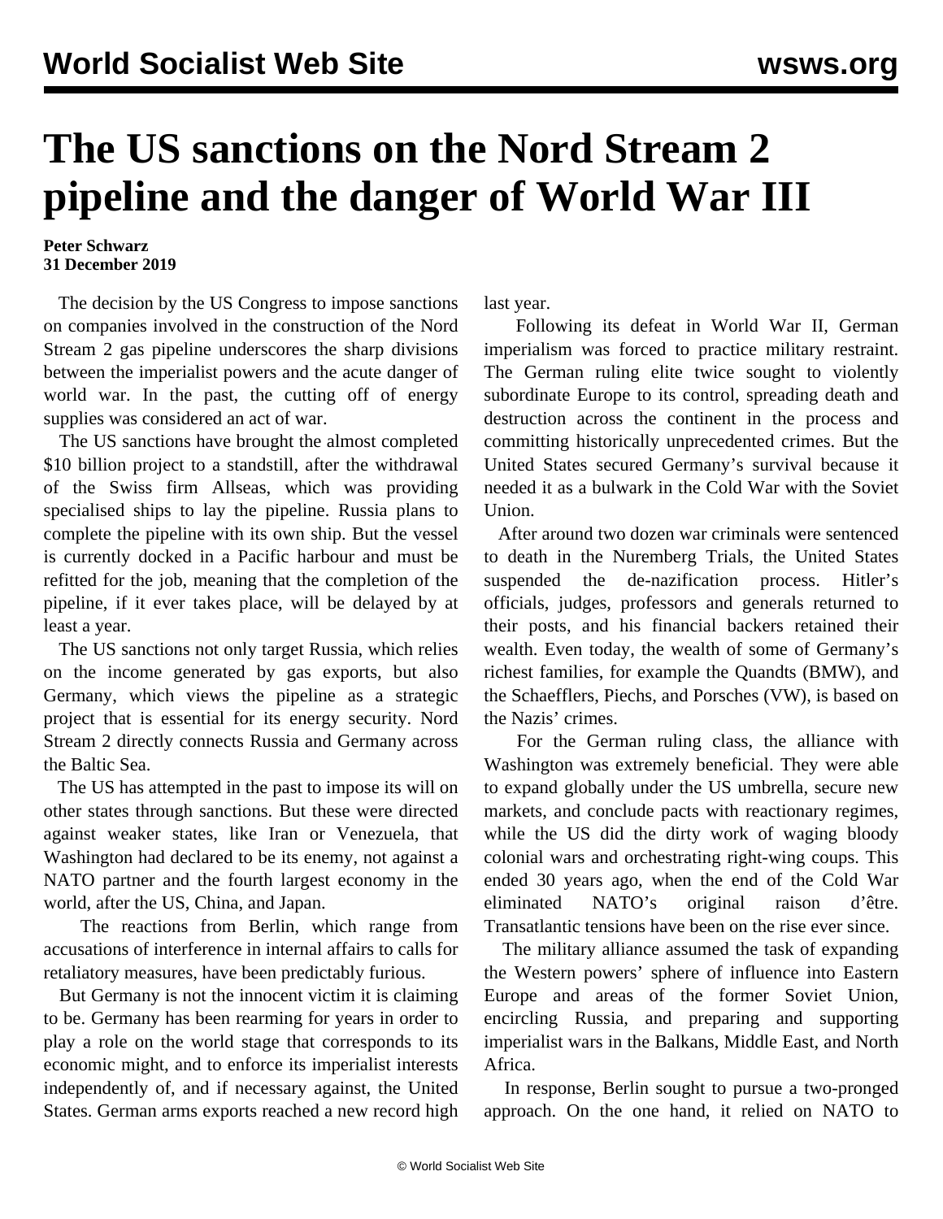# The US sanctions on the Nord Stream 2 pipeline and the danger of World War III

**Peter Schwarz**
**31 December 2019**

The decision by the US Congress to impose sanctions on companies involved in the construction of the Nord Stream 2 gas pipeline underscores the sharp divisions between the imperialist powers and the acute danger of world war. In the past, the cutting off of energy supplies was considered an act of war.

The US sanctions have brought the almost completed $10 billion project to a standstill, after the withdrawal of the Swiss firm Allseas, which was providing specialised ships to lay the pipeline. Russia plans to complete the pipeline with its own ship. But the vessel is currently docked in a Pacific harbour and must be refitted for the job, meaning that the completion of the pipeline, if it ever takes place, will be delayed by at least a year.

The US sanctions not only target Russia, which relies on the income generated by gas exports, but also Germany, which views the pipeline as a strategic project that is essential for its energy security. Nord Stream 2 directly connects Russia and Germany across the Baltic Sea.

The US has attempted in the past to impose its will on other states through sanctions. But these were directed against weaker states, like Iran or Venezuela, that Washington had declared to be its enemy, not against a NATO partner and the fourth largest economy in the world, after the US, China, and Japan.

The reactions from Berlin, which range from accusations of interference in internal affairs to calls for retaliatory measures, have been predictably furious.

But Germany is not the innocent victim it is claiming to be. Germany has been rearming for years in order to play a role on the world stage that corresponds to its economic might, and to enforce its imperialist interests independently of, and if necessary against, the United States. German arms exports reached a new record high last year.

Following its defeat in World War II, German imperialism was forced to practice military restraint. The German ruling elite twice sought to violently subordinate Europe to its control, spreading death and destruction across the continent in the process and committing historically unprecedented crimes. But the United States secured Germany's survival because it needed it as a bulwark in the Cold War with the Soviet Union.

After around two dozen war criminals were sentenced to death in the Nuremberg Trials, the United States suspended the de-nazification process. Hitler's officials, judges, professors and generals returned to their posts, and his financial backers retained their wealth. Even today, the wealth of some of Germany's richest families, for example the Quandts (BMW), and the Schaefflers, Piechs, and Porsches (VW), is based on the Nazis' crimes.

For the German ruling class, the alliance with Washington was extremely beneficial. They were able to expand globally under the US umbrella, secure new markets, and conclude pacts with reactionary regimes, while the US did the dirty work of waging bloody colonial wars and orchestrating right-wing coups. This ended 30 years ago, when the end of the Cold War eliminated NATO's original raison d'être. Transatlantic tensions have been on the rise ever since.

The military alliance assumed the task of expanding the Western powers' sphere of influence into Eastern Europe and areas of the former Soviet Union, encircling Russia, and preparing and supporting imperialist wars in the Balkans, Middle East, and North Africa.

In response, Berlin sought to pursue a two-pronged approach. On the one hand, it relied on NATO to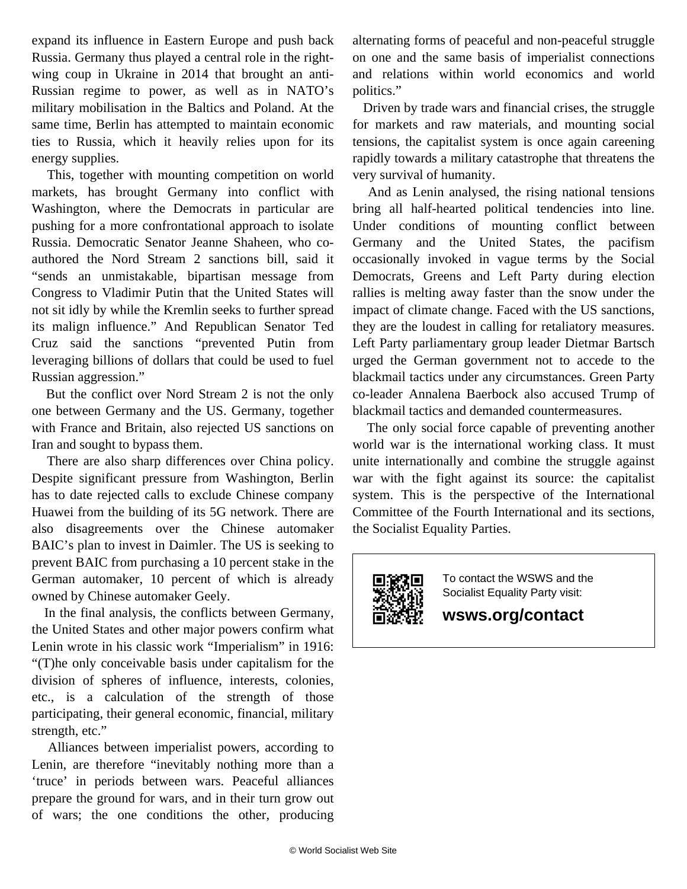expand its influence in Eastern Europe and push back Russia. Germany thus played a central role in the right-wing coup in Ukraine in 2014 that brought an anti-Russian regime to power, as well as in NATO's military mobilisation in the Baltics and Poland. At the same time, Berlin has attempted to maintain economic ties to Russia, which it heavily relies upon for its energy supplies.

This, together with mounting competition on world markets, has brought Germany into conflict with Washington, where the Democrats in particular are pushing for a more confrontational approach to isolate Russia. Democratic Senator Jeanne Shaheen, who co-authored the Nord Stream 2 sanctions bill, said it "sends an unmistakable, bipartisan message from Congress to Vladimir Putin that the United States will not sit idly by while the Kremlin seeks to further spread its malign influence." And Republican Senator Ted Cruz said the sanctions "prevented Putin from leveraging billions of dollars that could be used to fuel Russian aggression."

But the conflict over Nord Stream 2 is not the only one between Germany and the US. Germany, together with France and Britain, also rejected US sanctions on Iran and sought to bypass them.

There are also sharp differences over China policy. Despite significant pressure from Washington, Berlin has to date rejected calls to exclude Chinese company Huawei from the building of its 5G network. There are also disagreements over the Chinese automaker BAIC's plan to invest in Daimler. The US is seeking to prevent BAIC from purchasing a 10 percent stake in the German automaker, 10 percent of which is already owned by Chinese automaker Geely.

In the final analysis, the conflicts between Germany, the United States and other major powers confirm what Lenin wrote in his classic work "Imperialism" in 1916: "(T)he only conceivable basis under capitalism for the division of spheres of influence, interests, colonies, etc., is a calculation of the strength of those participating, their general economic, financial, military strength, etc."

Alliances between imperialist powers, according to Lenin, are therefore "inevitably nothing more than a 'truce' in periods between wars. Peaceful alliances prepare the ground for wars, and in their turn grow out of wars; the one conditions the other, producing alternating forms of peaceful and non-peaceful struggle on one and the same basis of imperialist connections and relations within world economics and world politics."

Driven by trade wars and financial crises, the struggle for markets and raw materials, and mounting social tensions, the capitalist system is once again careening rapidly towards a military catastrophe that threatens the very survival of humanity.

And as Lenin analysed, the rising national tensions bring all half-hearted political tendencies into line. Under conditions of mounting conflict between Germany and the United States, the pacifism occasionally invoked in vague terms by the Social Democrats, Greens and Left Party during election rallies is melting away faster than the snow under the impact of climate change. Faced with the US sanctions, they are the loudest in calling for retaliatory measures. Left Party parliamentary group leader Dietmar Bartsch urged the German government not to accede to the blackmail tactics under any circumstances. Green Party co-leader Annalena Baerbock also accused Trump of blackmail tactics and demanded countermeasures.

The only social force capable of preventing another world war is the international working class. It must unite internationally and combine the struggle against war with the fight against its source: the capitalist system. This is the perspective of the International Committee of the Fourth International and its sections, the Socialist Equality Parties.

To contact the WSWS and the Socialist Equality Party visit:

**wsws.org/contact**